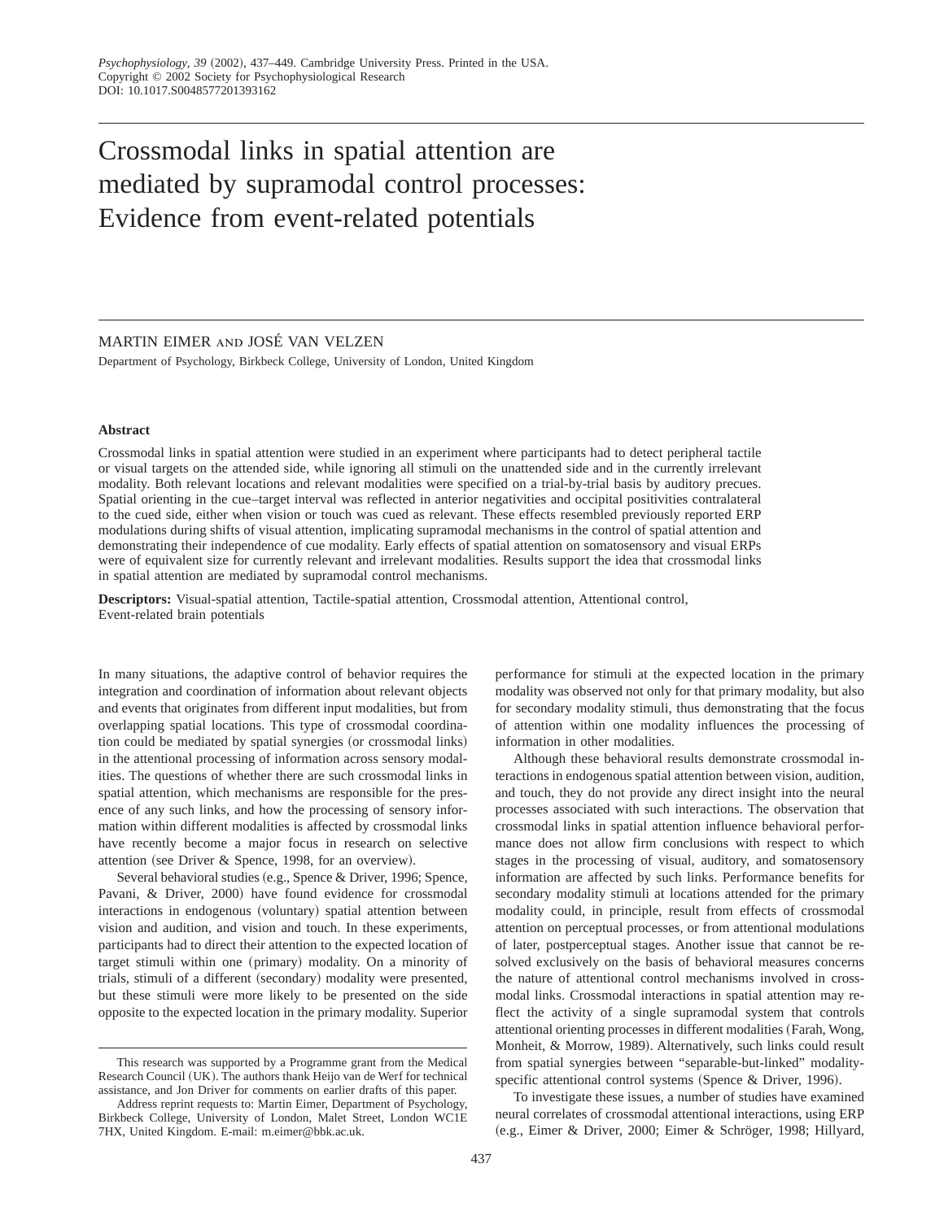# Crossmodal links in spatial attention are mediated by supramodal control processes: Evidence from event-related potentials

MARTIN EIMER AND JOSÉ VAN VELZEN

Department of Psychology, Birkbeck College, University of London, United Kingdom

### Abstract

Crossmodal links in spatial attention were studied in an experiment where participants had to detect peripheral tactile or visual targets on the attended side, while ignoring all stimuli on the unattended side and in the currently irrelevant modality. Both relevant locations and relevant modalities were specified on a trial-by-trial basis by auditory precues. Spatial orienting in the cue–target interval was reflected in anterior negativities and occipital positivities contralateral to the cued side, either when vision or touch was cued as relevant. These effects resembled previously reported ERP modulations during shifts of visual attention, implicating supramodal mechanisms in the control of spatial attention and demonstrating their independence of cue modality. Early effects of spatial attention on somatosensory and visual ERPs were of equivalent size for currently relevant and irrelevant modalities. Results support the idea that crossmodal links in spatial attention are mediated by supramodal control mechanisms.

**Descriptors:** Visual-spatial attention, Tactile-spatial attention, Crossmodal attention, Attentional control, Event-related brain potentials

In many situations, the adaptive control of behavior requires the integration and coordination of information about relevant objects and events that originates from different input modalities, but from overlapping spatial locations. This type of crossmodal coordination could be mediated by spatial synergies (or crossmodal links) in the attentional processing of information across sensory modalities. The questions of whether there are such crossmodal links in spatial attention, which mechanisms are responsible for the presence of any such links, and how the processing of sensory information within different modalities is affected by crossmodal links have recently become a major focus in research on selective attention (see Driver & Spence, 1998, for an overview).

Several behavioral studies (e.g., Spence & Driver, 1996; Spence, Pavani, & Driver, 2000) have found evidence for crossmodal interactions in endogenous (voluntary) spatial attention between vision and audition, and vision and touch. In these experiments, participants had to direct their attention to the expected location of target stimuli within one (primary) modality. On a minority of trials, stimuli of a different (secondary) modality were presented, but these stimuli were more likely to be presented on the side opposite to the expected location in the primary modality. Superior performance for stimuli at the expected location in the primary modality was observed not only for that primary modality, but also for secondary modality stimuli, thus demonstrating that the focus of attention within one modality influences the processing of information in other modalities.

Although these behavioral results demonstrate crossmodal interactions in endogenous spatial attention between vision, audition, and touch, they do not provide any direct insight into the neural processes associated with such interactions. The observation that crossmodal links in spatial attention influence behavioral performance does not allow firm conclusions with respect to which stages in the processing of visual, auditory, and somatosensory information are affected by such links. Performance benefits for secondary modality stimuli at locations attended for the primary modality could, in principle, result from effects of crossmodal attention on perceptual processes, or from attentional modulations of later, postperceptual stages. Another issue that cannot be resolved exclusively on the basis of behavioral measures concerns the nature of attentional control mechanisms involved in crossmodal links. Crossmodal interactions in spatial attention may reflect the activity of a single supramodal system that controls attentional orienting processes in different modalities (Farah, Wong, Monheit, & Morrow, 1989). Alternatively, such links could result from spatial synergies between "separable-but-linked" modality-specific attentional control systems (Spence & Driver, 1996).

To investigate these issues, a number of studies have examined neural correlates of crossmodal attentional interactions, using ERP (e.g., Eimer & Driver, 2000; Eimer & Schröger, 1998; Hillyard,

This research was supported by a Programme grant from the Medical Research Council (UK). The authors thank Heijo van de Werf for technical assistance, and Jon Driver for comments on earlier drafts of this paper.

Address reprint requests to: Martin Eimer, Department of Psychology, Birkbeck College, University of London, Malet Street, London WC1E 7HX, United Kingdom. E-mail: m.eimer@bbk.ac.uk.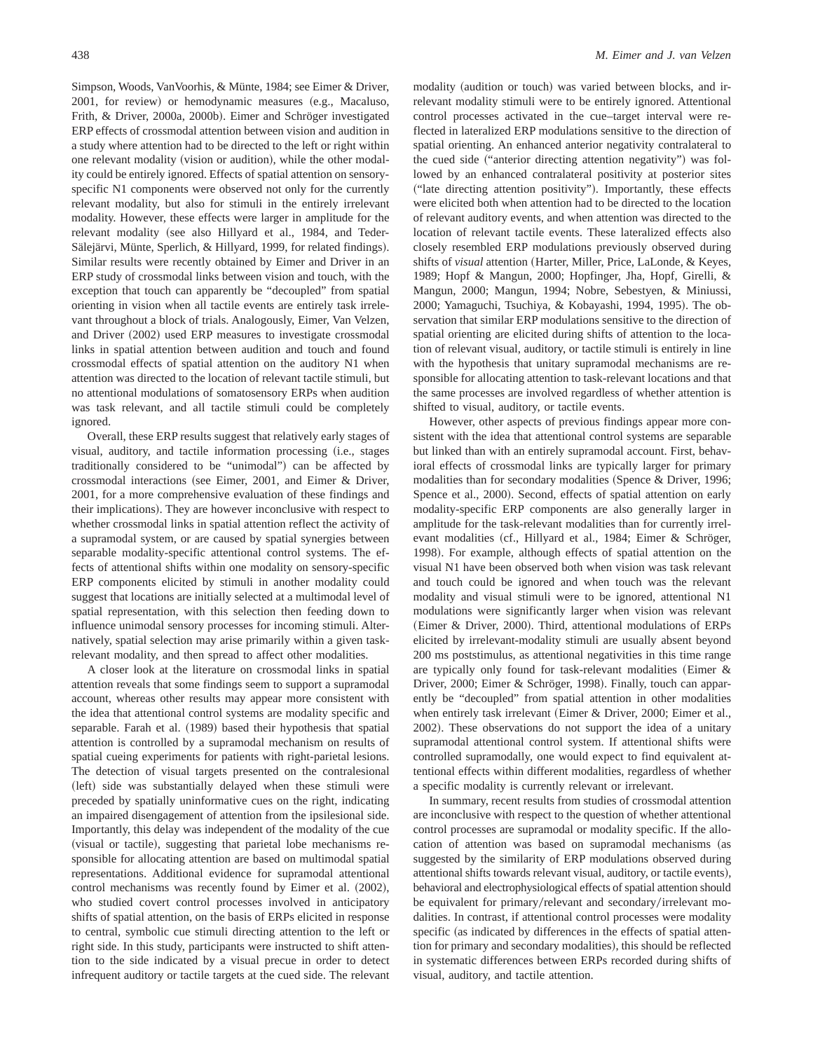Simpson, Woods, VanVoorhis, & Münte, 1984; see Eimer & Driver, 2001, for review) or hemodynamic measures (e.g., Macaluso, Frith, & Driver, 2000a, 2000b). Eimer and Schröger investigated ERP effects of crossmodal attention between vision and audition in a study where attention had to be directed to the left or right within one relevant modality (vision or audition), while the other modality could be entirely ignored. Effects of spatial attention on sensory-specific N1 components were observed not only for the currently relevant modality, but also for stimuli in the entirely irrelevant modality. However, these effects were larger in amplitude for the relevant modality (see also Hillyard et al., 1984, and Teder-Sälejärvi, Münte, Sperlich, & Hillyard, 1999, for related findings). Similar results were recently obtained by Eimer and Driver in an ERP study of crossmodal links between vision and touch, with the exception that touch can apparently be "decoupled" from spatial orienting in vision when all tactile events are entirely task irrelevant throughout a block of trials. Analogously, Eimer, Van Velzen, and Driver (2002) used ERP measures to investigate crossmodal links in spatial attention between audition and touch and found crossmodal effects of spatial attention on the auditory N1 when attention was directed to the location of relevant tactile stimuli, but no attentional modulations of somatosensory ERPs when audition was task relevant, and all tactile stimuli could be completely ignored.

Overall, these ERP results suggest that relatively early stages of visual, auditory, and tactile information processing (i.e., stages traditionally considered to be "unimodal") can be affected by crossmodal interactions (see Eimer, 2001, and Eimer & Driver, 2001, for a more comprehensive evaluation of these findings and their implications). They are however inconclusive with respect to whether crossmodal links in spatial attention reflect the activity of a supramodal system, or are caused by spatial synergies between separable modality-specific attentional control systems. The effects of attentional shifts within one modality on sensory-specific ERP components elicited by stimuli in another modality could suggest that locations are initially selected at a multimodal level of spatial representation, with this selection then feeding down to influence unimodal sensory processes for incoming stimuli. Alternatively, spatial selection may arise primarily within a given task-relevant modality, and then spread to affect other modalities.

A closer look at the literature on crossmodal links in spatial attention reveals that some findings seem to support a supramodal account, whereas other results may appear more consistent with the idea that attentional control systems are modality specific and separable. Farah et al. (1989) based their hypothesis that spatial attention is controlled by a supramodal mechanism on results of spatial cueing experiments for patients with right-parietal lesions. The detection of visual targets presented on the contralesional (left) side was substantially delayed when these stimuli were preceded by spatially uninformative cues on the right, indicating an impaired disengagement of attention from the ipsilesional side. Importantly, this delay was independent of the modality of the cue (visual or tactile), suggesting that parietal lobe mechanisms responsible for allocating attention are based on multimodal spatial representations. Additional evidence for supramodal attentional control mechanisms was recently found by Eimer et al. (2002), who studied covert control processes involved in anticipatory shifts of spatial attention, on the basis of ERPs elicited in response to central, symbolic cue stimuli directing attention to the left or right side. In this study, participants were instructed to shift attention to the side indicated by a visual precue in order to detect infrequent auditory or tactile targets at the cued side. The relevant modality (audition or touch) was varied between blocks, and irrelevant modality stimuli were to be entirely ignored. Attentional control processes activated in the cue–target interval were reflected in lateralized ERP modulations sensitive to the direction of spatial orienting. An enhanced anterior negativity contralateral to the cued side ("anterior directing attention negativity") was followed by an enhanced contralateral positivity at posterior sites ("late directing attention positivity"). Importantly, these effects were elicited both when attention had to be directed to the location of relevant auditory events, and when attention was directed to the location of relevant tactile events. These lateralized effects also closely resembled ERP modulations previously observed during shifts of *visual* attention (Harter, Miller, Price, LaLonde, & Keyes, 1989; Hopf & Mangun, 2000; Hopfinger, Jha, Hopf, Girelli, & Mangun, 2000; Mangun, 1994; Nobre, Sebestyen, & Miniussi, 2000; Yamaguchi, Tsuchiya, & Kobayashi, 1994, 1995). The observation that similar ERP modulations sensitive to the direction of spatial orienting are elicited during shifts of attention to the location of relevant visual, auditory, or tactile stimuli is entirely in line with the hypothesis that unitary supramodal mechanisms are responsible for allocating attention to task-relevant locations and that the same processes are involved regardless of whether attention is shifted to visual, auditory, or tactile events.

However, other aspects of previous findings appear more consistent with the idea that attentional control systems are separable but linked than with an entirely supramodal account. First, behavioral effects of crossmodal links are typically larger for primary modalities than for secondary modalities (Spence & Driver, 1996; Spence et al., 2000). Second, effects of spatial attention on early modality-specific ERP components are also generally larger in amplitude for the task-relevant modalities than for currently irrelevant modalities (cf., Hillyard et al., 1984; Eimer & Schröger, 1998). For example, although effects of spatial attention on the visual N1 have been observed both when vision was task relevant and touch could be ignored and when touch was the relevant modality and visual stimuli were to be ignored, attentional N1 modulations were significantly larger when vision was relevant (Eimer & Driver, 2000). Third, attentional modulations of ERPs elicited by irrelevant-modality stimuli are usually absent beyond 200 ms poststimulus, as attentional negativities in this time range are typically only found for task-relevant modalities (Eimer & Driver, 2000; Eimer & Schröger, 1998). Finally, touch can apparently be "decoupled" from spatial attention in other modalities when entirely task irrelevant (Eimer & Driver, 2000; Eimer et al., 2002). These observations do not support the idea of a unitary supramodal attentional control system. If attentional shifts were controlled supramodally, one would expect to find equivalent attentional effects within different modalities, regardless of whether a specific modality is currently relevant or irrelevant.

In summary, recent results from studies of crossmodal attention are inconclusive with respect to the question of whether attentional control processes are supramodal or modality specific. If the allocation of attention was based on supramodal mechanisms (as suggested by the similarity of ERP modulations observed during attentional shifts towards relevant visual, auditory, or tactile events), behavioral and electrophysiological effects of spatial attention should be equivalent for primary/relevant and secondary/irrelevant modalities. In contrast, if attentional control processes were modality specific (as indicated by differences in the effects of spatial attention for primary and secondary modalities), this should be reflected in systematic differences between ERPs recorded during shifts of visual, auditory, and tactile attention.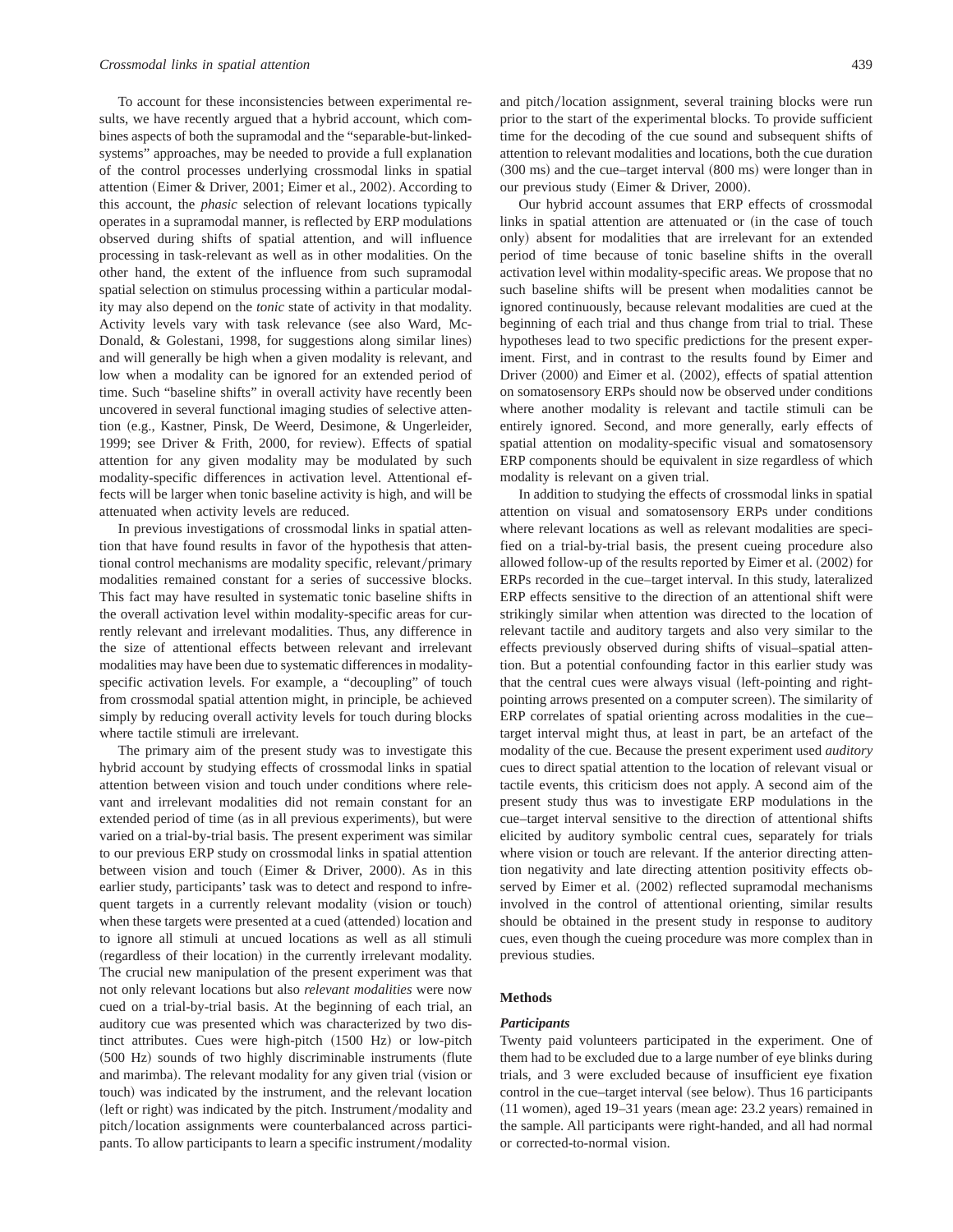To account for these inconsistencies between experimental results, we have recently argued that a hybrid account, which combines aspects of both the supramodal and the "separable-but-linked-systems" approaches, may be needed to provide a full explanation of the control processes underlying crossmodal links in spatial attention (Eimer & Driver, 2001; Eimer et al., 2002). According to this account, the *phasic* selection of relevant locations typically operates in a supramodal manner, is reflected by ERP modulations observed during shifts of spatial attention, and will influence processing in task-relevant as well as in other modalities. On the other hand, the extent of the influence from such supramodal spatial selection on stimulus processing within a particular modality may also depend on the *tonic* state of activity in that modality. Activity levels vary with task relevance (see also Ward, McDonald, & Golestani, 1998, for suggestions along similar lines) and will generally be high when a given modality is relevant, and low when a modality can be ignored for an extended period of time. Such "baseline shifts" in overall activity have recently been uncovered in several functional imaging studies of selective attention (e.g., Kastner, Pinsk, De Weerd, Desimone, & Ungerleider, 1999; see Driver & Frith, 2000, for review). Effects of spatial attention for any given modality may be modulated by such modality-specific differences in activation level. Attentional effects will be larger when tonic baseline activity is high, and will be attenuated when activity levels are reduced.

In previous investigations of crossmodal links in spatial attention that have found results in favor of the hypothesis that attentional control mechanisms are modality specific, relevant/primary modalities remained constant for a series of successive blocks. This fact may have resulted in systematic tonic baseline shifts in the overall activation level within modality-specific areas for currently relevant and irrelevant modalities. Thus, any difference in the size of attentional effects between relevant and irrelevant modalities may have been due to systematic differences in modality-specific activation levels. For example, a "decoupling" of touch from crossmodal spatial attention might, in principle, be achieved simply by reducing overall activity levels for touch during blocks where tactile stimuli are irrelevant.

The primary aim of the present study was to investigate this hybrid account by studying effects of crossmodal links in spatial attention between vision and touch under conditions where relevant and irrelevant modalities did not remain constant for an extended period of time (as in all previous experiments), but were varied on a trial-by-trial basis. The present experiment was similar to our previous ERP study on crossmodal links in spatial attention between vision and touch (Eimer & Driver, 2000). As in this earlier study, participants' task was to detect and respond to infrequent targets in a currently relevant modality (vision or touch) when these targets were presented at a cued (attended) location and to ignore all stimuli at uncued locations as well as all stimuli (regardless of their location) in the currently irrelevant modality. The crucial new manipulation of the present experiment was that not only relevant locations but also *relevant modalities* were now cued on a trial-by-trial basis. At the beginning of each trial, an auditory cue was presented which was characterized by two distinct attributes. Cues were high-pitch (1500 Hz) or low-pitch (500 Hz) sounds of two highly discriminable instruments (flute and marimba). The relevant modality for any given trial (vision or touch) was indicated by the instrument, and the relevant location (left or right) was indicated by the pitch. Instrument/modality and pitch/location assignments were counterbalanced across participants. To allow participants to learn a specific instrument/modality and pitch/location assignment, several training blocks were run prior to the start of the experimental blocks. To provide sufficient time for the decoding of the cue sound and subsequent shifts of attention to relevant modalities and locations, both the cue duration (300 ms) and the cue–target interval (800 ms) were longer than in our previous study (Eimer & Driver, 2000).

Our hybrid account assumes that ERP effects of crossmodal links in spatial attention are attenuated or (in the case of touch only) absent for modalities that are irrelevant for an extended period of time because of tonic baseline shifts in the overall activation level within modality-specific areas. We propose that no such baseline shifts will be present when modalities cannot be ignored continuously, because relevant modalities are cued at the beginning of each trial and thus change from trial to trial. These hypotheses lead to two specific predictions for the present experiment. First, and in contrast to the results found by Eimer and Driver (2000) and Eimer et al. (2002), effects of spatial attention on somatosensory ERPs should now be observed under conditions where another modality is relevant and tactile stimuli can be entirely ignored. Second, and more generally, early effects of spatial attention on modality-specific visual and somatosensory ERP components should be equivalent in size regardless of which modality is relevant on a given trial.

In addition to studying the effects of crossmodal links in spatial attention on visual and somatosensory ERPs under conditions where relevant locations as well as relevant modalities are specified on a trial-by-trial basis, the present cueing procedure also allowed follow-up of the results reported by Eimer et al. (2002) for ERPs recorded in the cue–target interval. In this study, lateralized ERP effects sensitive to the direction of an attentional shift were strikingly similar when attention was directed to the location of relevant tactile and auditory targets and also very similar to the effects previously observed during shifts of visual–spatial attention. But a potential confounding factor in this earlier study was that the central cues were always visual (left-pointing and right-pointing arrows presented on a computer screen). The similarity of ERP correlates of spatial orienting across modalities in the cue–target interval might thus, at least in part, be an artefact of the modality of the cue. Because the present experiment used *auditory* cues to direct spatial attention to the location of relevant visual or tactile events, this criticism does not apply. A second aim of the present study thus was to investigate ERP modulations in the cue–target interval sensitive to the direction of attentional shifts elicited by auditory symbolic central cues, separately for trials where vision or touch are relevant. If the anterior directing attention negativity and late directing attention positivity effects observed by Eimer et al. (2002) reflected supramodal mechanisms involved in the control of attentional orienting, similar results should be obtained in the present study in response to auditory cues, even though the cueing procedure was more complex than in previous studies.

## Methods

### *Participants*

Twenty paid volunteers participated in the experiment. One of them had to be excluded due to a large number of eye blinks during trials, and 3 were excluded because of insufficient eye fixation control in the cue–target interval (see below). Thus 16 participants (11 women), aged 19–31 years (mean age: 23.2 years) remained in the sample. All participants were right-handed, and all had normal or corrected-to-normal vision.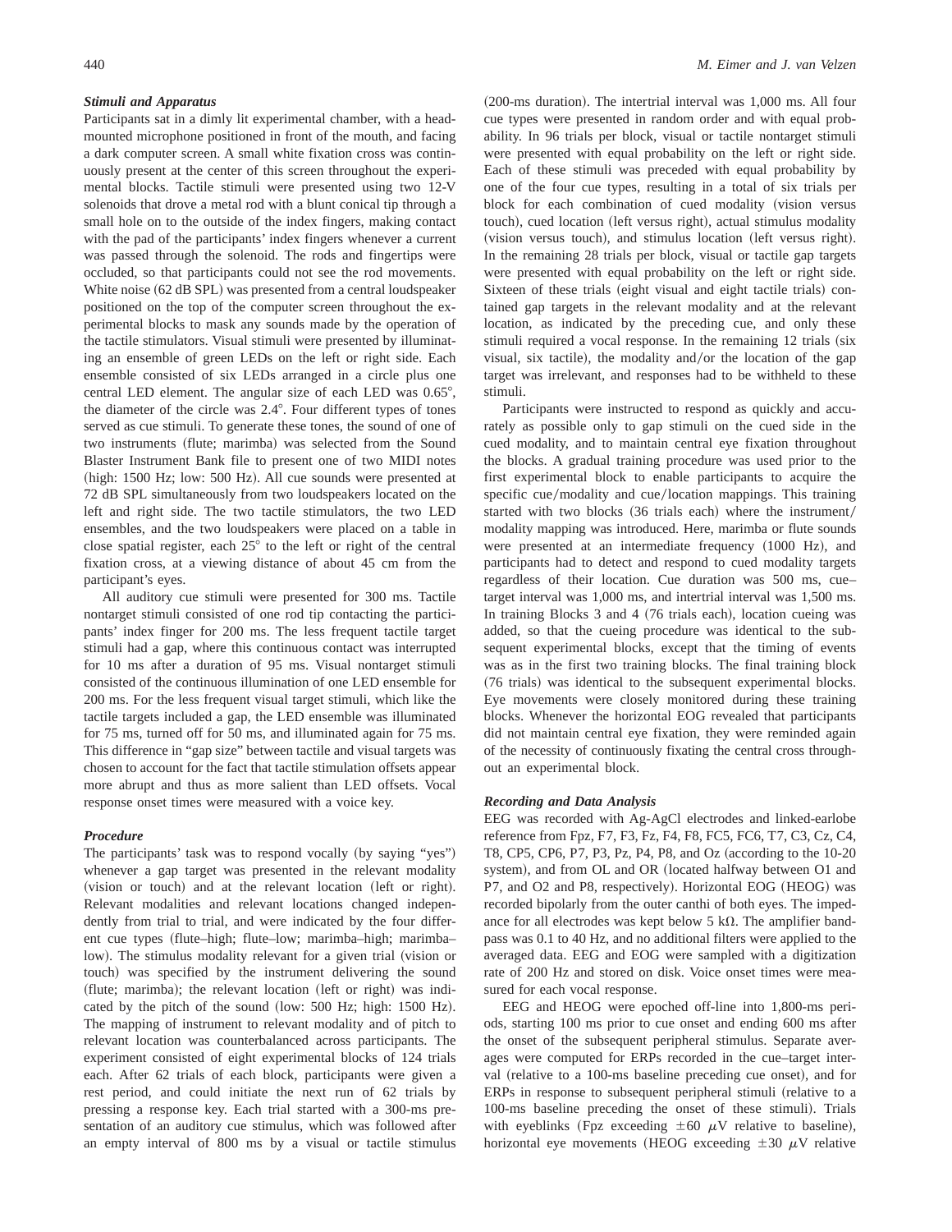### Stimuli and Apparatus

Participants sat in a dimly lit experimental chamber, with a head-mounted microphone positioned in front of the mouth, and facing a dark computer screen. A small white fixation cross was continuously present at the center of this screen throughout the experimental blocks. Tactile stimuli were presented using two 12-V solenoids that drove a metal rod with a blunt conical tip through a small hole on to the outside of the index fingers, making contact with the pad of the participants' index fingers whenever a current was passed through the solenoid. The rods and fingertips were occluded, so that participants could not see the rod movements. White noise (62 dB SPL) was presented from a central loudspeaker positioned on the top of the computer screen throughout the experimental blocks to mask any sounds made by the operation of the tactile stimulators. Visual stimuli were presented by illuminating an ensemble of green LEDs on the left or right side. Each ensemble consisted of six LEDs arranged in a circle plus one central LED element. The angular size of each LED was 0.65°, the diameter of the circle was 2.4°. Four different types of tones served as cue stimuli. To generate these tones, the sound of one of two instruments (flute; marimba) was selected from the Sound Blaster Instrument Bank file to present one of two MIDI notes (high: 1500 Hz; low: 500 Hz). All cue sounds were presented at 72 dB SPL simultaneously from two loudspeakers located on the left and right side. The two tactile stimulators, the two LED ensembles, and the two loudspeakers were placed on a table in close spatial register, each 25° to the left or right of the central fixation cross, at a viewing distance of about 45 cm from the participant's eyes.

All auditory cue stimuli were presented for 300 ms. Tactile nontarget stimuli consisted of one rod tip contacting the participants' index finger for 200 ms. The less frequent tactile target stimuli had a gap, where this continuous contact was interrupted for 10 ms after a duration of 95 ms. Visual nontarget stimuli consisted of the continuous illumination of one LED ensemble for 200 ms. For the less frequent visual target stimuli, which like the tactile targets included a gap, the LED ensemble was illuminated for 75 ms, turned off for 50 ms, and illuminated again for 75 ms. This difference in "gap size" between tactile and visual targets was chosen to account for the fact that tactile stimulation offsets appear more abrupt and thus as more salient than LED offsets. Vocal response onset times were measured with a voice key.

### Procedure

The participants' task was to respond vocally (by saying "yes") whenever a gap target was presented in the relevant modality (vision or touch) and at the relevant location (left or right). Relevant modalities and relevant locations changed independently from trial to trial, and were indicated by the four different cue types (flute–high; flute–low; marimba–high; marimba–low). The stimulus modality relevant for a given trial (vision or touch) was specified by the instrument delivering the sound (flute; marimba); the relevant location (left or right) was indicated by the pitch of the sound (low: 500 Hz; high: 1500 Hz). The mapping of instrument to relevant modality and of pitch to relevant location was counterbalanced across participants. The experiment consisted of eight experimental blocks of 124 trials each. After 62 trials of each block, participants were given a rest period, and could initiate the next run of 62 trials by pressing a response key. Each trial started with a 300-ms presentation of an auditory cue stimulus, which was followed after an empty interval of 800 ms by a visual or tactile stimulus (200-ms duration). The intertrial interval was 1,000 ms. All four cue types were presented in random order and with equal probability. In 96 trials per block, visual or tactile nontarget stimuli were presented with equal probability on the left or right side. Each of these stimuli was preceded with equal probability by one of the four cue types, resulting in a total of six trials per block for each combination of cued modality (vision versus touch), cued location (left versus right), actual stimulus modality (vision versus touch), and stimulus location (left versus right). In the remaining 28 trials per block, visual or tactile gap targets were presented with equal probability on the left or right side. Sixteen of these trials (eight visual and eight tactile trials) contained gap targets in the relevant modality and at the relevant location, as indicated by the preceding cue, and only these stimuli required a vocal response. In the remaining 12 trials (six visual, six tactile), the modality and/or the location of the gap target was irrelevant, and responses had to be withheld to these stimuli.

Participants were instructed to respond as quickly and accurately as possible only to gap stimuli on the cued side in the cued modality, and to maintain central eye fixation throughout the blocks. A gradual training procedure was used prior to the first experimental block to enable participants to acquire the specific cue/modality and cue/location mappings. This training started with two blocks (36 trials each) where the instrument/modality mapping was introduced. Here, marimba or flute sounds were presented at an intermediate frequency (1000 Hz), and participants had to detect and respond to cued modality targets regardless of their location. Cue duration was 500 ms, cue–target interval was 1,000 ms, and intertrial interval was 1,500 ms. In training Blocks 3 and 4 (76 trials each), location cueing was added, so that the cueing procedure was identical to the subsequent experimental blocks, except that the timing of events was as in the first two training blocks. The final training block (76 trials) was identical to the subsequent experimental blocks. Eye movements were closely monitored during these training blocks. Whenever the horizontal EOG revealed that participants did not maintain central eye fixation, they were reminded again of the necessity of continuously fixating the central cross throughout an experimental block.

### Recording and Data Analysis

EEG was recorded with Ag-AgCl electrodes and linked-earlobe reference from Fpz, F7, F3, Fz, F4, F8, FC5, FC6, T7, C3, Cz, C4, T8, CP5, CP6, P7, P3, Pz, P4, P8, and Oz (according to the 10-20 system), and from OL and OR (located halfway between O1 and P7, and O2 and P8, respectively). Horizontal EOG (HEOG) was recorded bipolarly from the outer canthi of both eyes. The impedance for all electrodes was kept below 5 kΩ. The amplifier bandpass was 0.1 to 40 Hz, and no additional filters were applied to the averaged data. EEG and EOG were sampled with a digitization rate of 200 Hz and stored on disk. Voice onset times were measured for each vocal response.

EEG and HEOG were epoched off-line into 1,800-ms periods, starting 100 ms prior to cue onset and ending 600 ms after the onset of the subsequent peripheral stimulus. Separate averages were computed for ERPs recorded in the cue–target interval (relative to a 100-ms baseline preceding cue onset), and for ERPs in response to subsequent peripheral stimuli (relative to a 100-ms baseline preceding the onset of these stimuli). Trials with eyeblinks (Fpz exceeding $\pm 60$ $\mu$V relative to baseline), horizontal eye movements (HEOG exceeding $\pm 30$ $\mu$V relative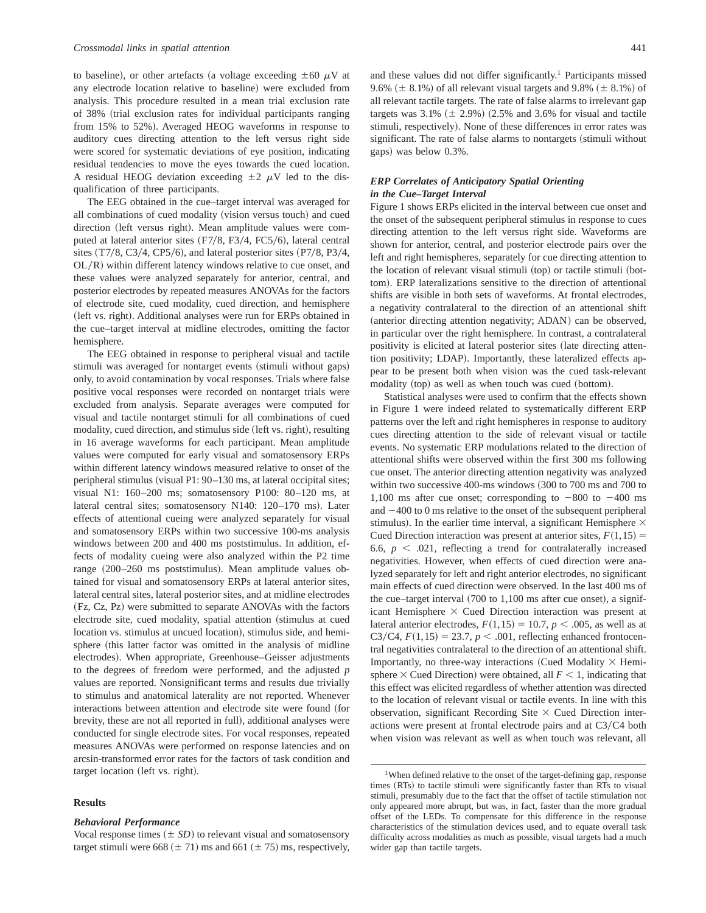to baseline), or other artefacts (a voltage exceeding $\pm 60\ \mu V$ at any electrode location relative to baseline) were excluded from analysis. This procedure resulted in a mean trial exclusion rate of 38% (trial exclusion rates for individual participants ranging from 15% to 52%). Averaged HEOG waveforms in response to auditory cues directing attention to the left versus right side were scored for systematic deviations of eye position, indicating residual tendencies to move the eyes towards the cued location. A residual HEOG deviation exceeding $\pm 2\ \mu V$ led to the disqualification of three participants.

The EEG obtained in the cue–target interval was averaged for all combinations of cued modality (vision versus touch) and cued direction (left versus right). Mean amplitude values were computed at lateral anterior sites (F7/8, F3/4, FC5/6), lateral central sites (T7/8, C3/4, CP5/6), and lateral posterior sites (P7/8, P3/4, OL/R) within different latency windows relative to cue onset, and these values were analyzed separately for anterior, central, and posterior electrodes by repeated measures ANOVAs for the factors of electrode site, cued modality, cued direction, and hemisphere (left vs. right). Additional analyses were run for ERPs obtained in the cue–target interval at midline electrodes, omitting the factor hemisphere.

The EEG obtained in response to peripheral visual and tactile stimuli was averaged for nontarget events (stimuli without gaps) only, to avoid contamination by vocal responses. Trials where false positive vocal responses were recorded on nontarget trials were excluded from analysis. Separate averages were computed for visual and tactile nontarget stimuli for all combinations of cued modality, cued direction, and stimulus side (left vs. right), resulting in 16 average waveforms for each participant. Mean amplitude values were computed for early visual and somatosensory ERPs within different latency windows measured relative to onset of the peripheral stimulus (visual P1: 90–130 ms, at lateral occipital sites; visual N1: 160–200 ms; somatosensory P100: 80–120 ms, at lateral central sites; somatosensory N140: 120–170 ms). Later effects of attentional cueing were analyzed separately for visual and somatosensory ERPs within two successive 100-ms analysis windows between 200 and 400 ms poststimulus. In addition, effects of modality cueing were also analyzed within the P2 time range (200–260 ms poststimulus). Mean amplitude values obtained for visual and somatosensory ERPs at lateral anterior sites, lateral central sites, lateral posterior sites, and at midline electrodes (Fz, Cz, Pz) were submitted to separate ANOVAs with the factors electrode site, cued modality, spatial attention (stimulus at cued location vs. stimulus at uncued location), stimulus side, and hemisphere (this latter factor was omitted in the analysis of midline electrodes). When appropriate, Greenhouse–Geisser adjustments to the degrees of freedom were performed, and the adjusted $p$ values are reported. Nonsignificant terms and results due trivially to stimulus and anatomical laterality are not reported. Whenever interactions between attention and electrode site were found (for brevity, these are not all reported in full), additional analyses were conducted for single electrode sites. For vocal responses, repeated measures ANOVAs were performed on response latencies and on arcsin-transformed error rates for the factors of task condition and target location (left vs. right).

## Results

### *Behavioral Performance*

Vocal response times ($\pm$ *SD*) to relevant visual and somatosensory target stimuli were 668 ($\pm$ 71) ms and 661 ($\pm$ 75) ms, respectively, and these values did not differ significantly.[1] Participants missed 9.6% ($\pm$ 8.1%) of all relevant visual targets and 9.8% ($\pm$ 8.1%) of all relevant tactile targets. The rate of false alarms to irrelevant gap targets was 3.1% ($\pm$ 2.9%) (2.5% and 3.6% for visual and tactile stimuli, respectively). None of these differences in error rates was significant. The rate of false alarms to nontargets (stimuli without gaps) was below 0.3%.

### *ERP Correlates of Anticipatory Spatial Orienting in the Cue–Target Interval*

Figure 1 shows ERPs elicited in the interval between cue onset and the onset of the subsequent peripheral stimulus in response to cues directing attention to the left versus right side. Waveforms are shown for anterior, central, and posterior electrode pairs over the left and right hemispheres, separately for cue directing attention to the location of relevant visual stimuli (top) or tactile stimuli (bottom). ERP lateralizations sensitive to the direction of attentional shifts are visible in both sets of waveforms. At frontal electrodes, a negativity contralateral to the direction of an attentional shift (anterior directing attention negativity; ADAN) can be observed, in particular over the right hemisphere. In contrast, a contralateral positivity is elicited at lateral posterior sites (late directing attention positivity; LDAP). Importantly, these lateralized effects appear to be present both when vision was the cued task-relevant modality (top) as well as when touch was cued (bottom).

Statistical analyses were used to confirm that the effects shown in Figure 1 were indeed related to systematically different ERP patterns over the left and right hemispheres in response to auditory cues directing attention to the side of relevant visual or tactile events. No systematic ERP modulations related to the direction of attentional shifts were observed within the first 300 ms following cue onset. The anterior directing attention negativity was analyzed within two successive 400-ms windows (300 to 700 ms and 700 to 1,100 ms after cue onset; corresponding to $-800$ to $-400$ ms and $-400$ to 0 ms relative to the onset of the subsequent peripheral stimulus). In the earlier time interval, a significant Hemisphere $\times$ Cued Direction interaction was present at anterior sites, $F(1,15) = 6.6$, $p < .021$, reflecting a trend for contralaterally increased negativities. However, when effects of cued direction were analyzed separately for left and right anterior electrodes, no significant main effects of cued direction were observed. In the last 400 ms of the cue–target interval (700 to 1,100 ms after cue onset), a significant Hemisphere $\times$ Cued Direction interaction was present at lateral anterior electrodes, $F(1,15) = 10.7$, $p < .005$, as well as at C3/C4, $F(1,15) = 23.7$, $p < .001$, reflecting enhanced frontocentral negativities contralateral to the direction of an attentional shift. Importantly, no three-way interactions (Cued Modality $\times$ Hemisphere $\times$ Cued Direction) were obtained, all $F < 1$, indicating that this effect was elicited regardless of whether attention was directed to the location of relevant visual or tactile events. In line with this observation, significant Recording Site $\times$ Cued Direction interactions were present at frontal electrode pairs and at C3/C4 both when vision was relevant as well as when touch was relevant, all

[1]When defined relative to the onset of the target-defining gap, response times (RTs) to tactile stimuli were significantly faster than RTs to visual stimuli, presumably due to the fact that the offset of tactile stimulation not only appeared more abrupt, but was, in fact, faster than the more gradual offset of the LEDs. To compensate for this difference in the response characteristics of the stimulation devices used, and to equate overall task difficulty across modalities as much as possible, visual targets had a much wider gap than tactile targets.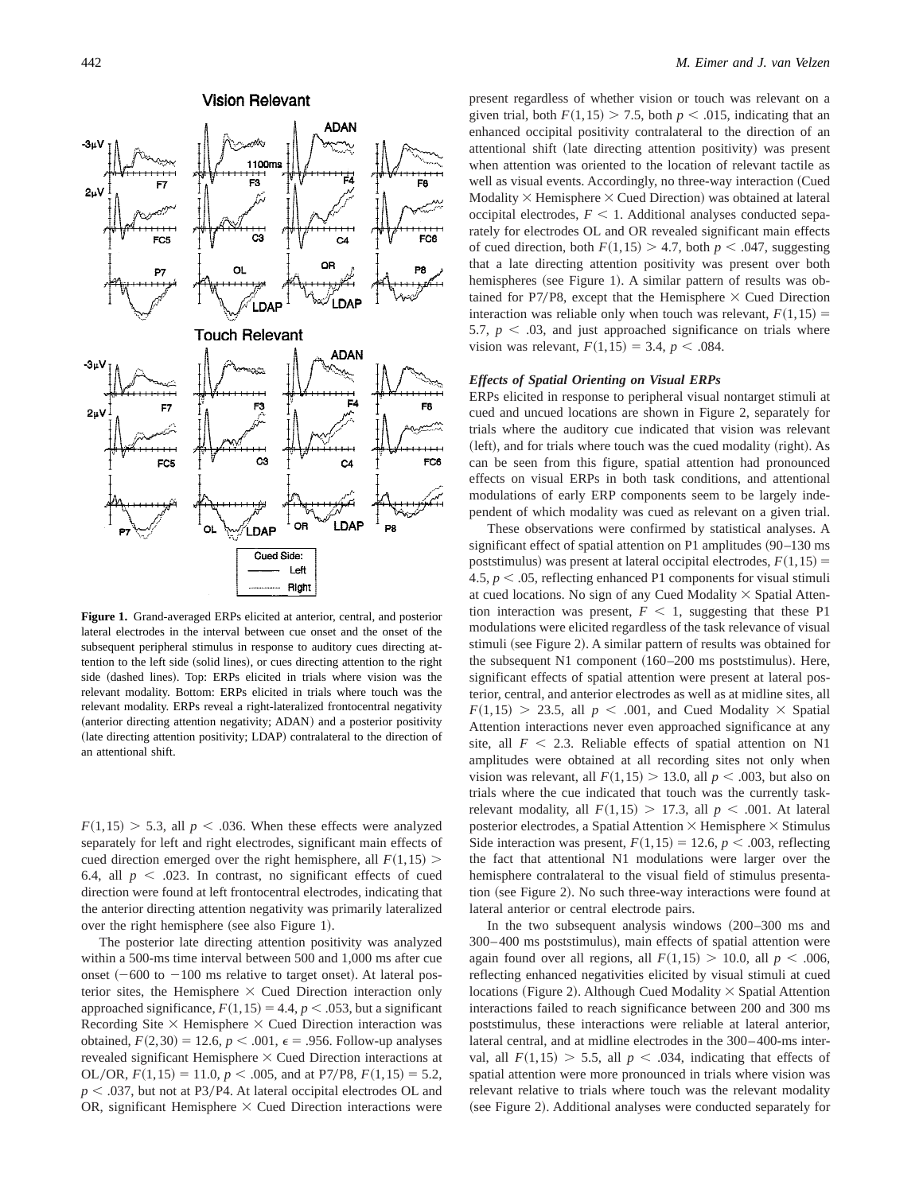**Figure 1.** Grand-averaged ERPs elicited at anterior, central, and posterior lateral electrodes in the interval between cue onset and the onset of the subsequent peripheral stimulus in response to auditory cues directing attention to the left side (solid lines), or cues directing attention to the right side (dashed lines). Top: ERPs elicited in trials where vision was the relevant modality. Bottom: ERPs elicited in trials where touch was the relevant modality. ERPs reveal a right-lateralized frontocentral negativity (anterior directing attention negativity; ADAN) and a posterior positivity (late directing attention positivity; LDAP) contralateral to the direction of an attentional shift.

$F(1,15) > 5.3$, all $p < .036$. When these effects were analyzed separately for left and right electrodes, significant main effects of cued direction emerged over the right hemisphere, all $F(1,15) > 6.4$, all $p < .023$. In contrast, no significant effects of cued direction were found at left frontocentral electrodes, indicating that the anterior directing attention negativity was primarily lateralized over the right hemisphere (see also Figure 1).

The posterior late directing attention positivity was analyzed within a 500-ms time interval between 500 and 1,000 ms after cue onset ($-600$ to $-100$ ms relative to target onset). At lateral posterior sites, the Hemisphere × Cued Direction interaction only approached significance, $F(1,15) = 4.4$, $p < .053$, but a significant Recording Site × Hemisphere × Cued Direction interaction was obtained, $F(2,30) = 12.6$, $p < .001$, $\epsilon = .956$. Follow-up analyses revealed significant Hemisphere × Cued Direction interactions at OL/OR, $F(1,15) = 11.0$, $p < .005$, and at P7/P8, $F(1,15) = 5.2$, $p < .037$, but not at P3/P4. At lateral occipital electrodes OL and OR, significant Hemisphere × Cued Direction interactions were present regardless of whether vision or touch was relevant on a given trial, both $F(1,15) > 7.5$, both $p < .015$, indicating that an enhanced occipital positivity contralateral to the direction of an attentional shift (late directing attention positivity) was present when attention was oriented to the location of relevant tactile as well as visual events. Accordingly, no three-way interaction (Cued Modality × Hemisphere × Cued Direction) was obtained at lateral occipital electrodes, $F < 1$. Additional analyses conducted separately for electrodes OL and OR revealed significant main effects of cued direction, both $F(1,15) > 4.7$, both $p < .047$, suggesting that a late directing attention positivity was present over both hemispheres (see Figure 1). A similar pattern of results was obtained for P7/P8, except that the Hemisphere × Cued Direction interaction was reliable only when touch was relevant, $F(1,15) = 5.7$, $p < .03$, and just approached significance on trials where vision was relevant, $F(1,15) = 3.4$, $p < .084$.

### *Effects of Spatial Orienting on Visual ERPs*

ERPs elicited in response to peripheral visual nontarget stimuli at cued and uncued locations are shown in Figure 2, separately for trials where the auditory cue indicated that vision was relevant (left), and for trials where touch was the cued modality (right). As can be seen from this figure, spatial attention had pronounced effects on visual ERPs in both task conditions, and attentional modulations of early ERP components seem to be largely independent of which modality was cued as relevant on a given trial.

These observations were confirmed by statistical analyses. A significant effect of spatial attention on P1 amplitudes (90–130 ms poststimulus) was present at lateral occipital electrodes, $F(1,15) = 4.5$, $p < .05$, reflecting enhanced P1 components for visual stimuli at cued locations. No sign of any Cued Modality × Spatial Attention interaction was present, $F < 1$, suggesting that these P1 modulations were elicited regardless of the task relevance of visual stimuli (see Figure 2). A similar pattern of results was obtained for the subsequent N1 component (160–200 ms poststimulus). Here, significant effects of spatial attention were present at lateral posterior, central, and anterior electrodes as well as at midline sites, all $F(1,15) > 23.5$, all $p < .001$, and Cued Modality × Spatial Attention interactions never even approached significance at any site, all $F < 2.3$. Reliable effects of spatial attention on N1 amplitudes were obtained at all recording sites not only when vision was relevant, all $F(1,15) > 13.0$, all $p < .003$, but also on trials where the cue indicated that touch was the currently task-relevant modality, all $F(1,15) > 17.3$, all $p < .001$. At lateral posterior electrodes, a Spatial Attention × Hemisphere × Stimulus Side interaction was present, $F(1,15) = 12.6$, $p < .003$, reflecting the fact that attentional N1 modulations were larger over the hemisphere contralateral to the visual field of stimulus presentation (see Figure 2). No such three-way interactions were found at lateral anterior or central electrode pairs.

In the two subsequent analysis windows (200–300 ms and 300–400 ms poststimulus), main effects of spatial attention were again found over all regions, all $F(1,15) > 10.0$, all $p < .006$, reflecting enhanced negativities elicited by visual stimuli at cued locations (Figure 2). Although Cued Modality × Spatial Attention interactions failed to reach significance between 200 and 300 ms poststimulus, these interactions were reliable at lateral anterior, lateral central, and at midline electrodes in the 300–400-ms interval, all $F(1,15) > 5.5$, all $p < .034$, indicating that effects of spatial attention were more pronounced in trials where vision was relevant relative to trials where touch was the relevant modality (see Figure 2). Additional analyses were conducted separately for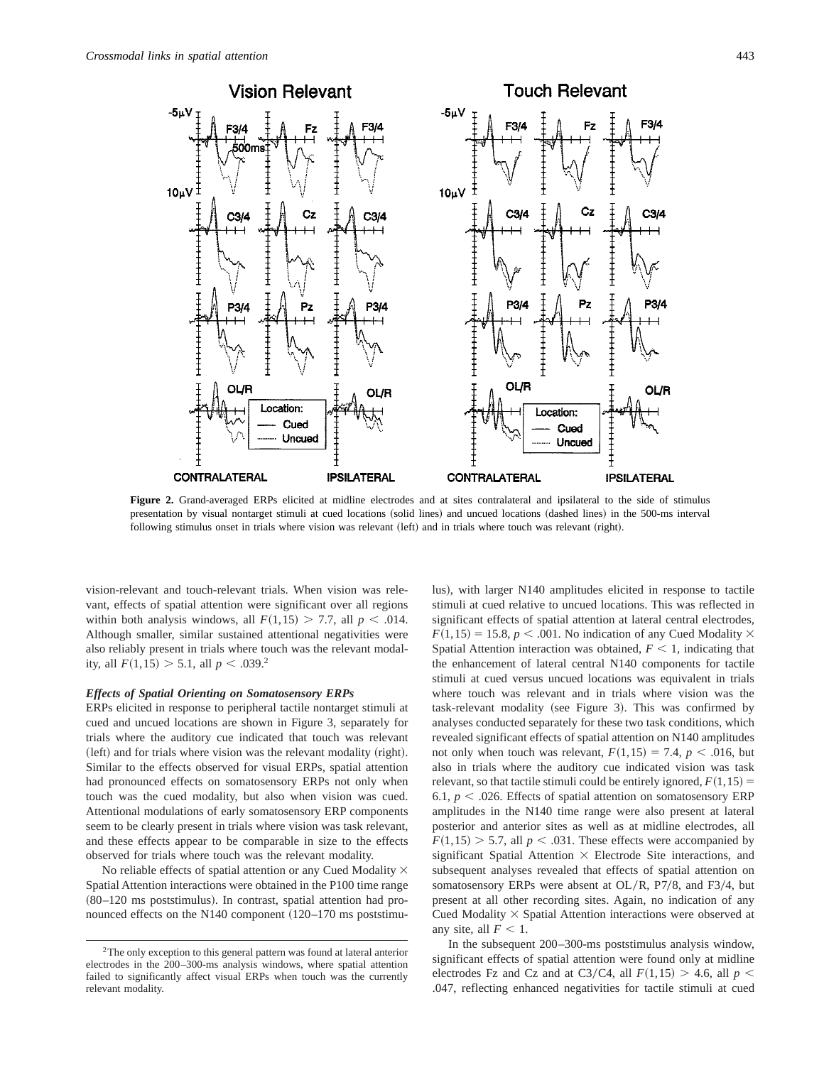**Figure 2.** Grand-averaged ERPs elicited at midline electrodes and at sites contralateral and ipsilateral to the side of stimulus presentation by visual nontarget stimuli at cued locations (solid lines) and uncued locations (dashed lines) in the 500-ms interval following stimulus onset in trials where vision was relevant (left) and in trials where touch was relevant (right).

vision-relevant and touch-relevant trials. When vision was relevant, effects of spatial attention were significant over all regions within both analysis windows, all $F(1,15) > 7.7$, all $p < .014$. Although smaller, similar sustained attentional negativities were also reliably present in trials where touch was the relevant modality, all $F(1,15) > 5.1$, all $p < .039$.[2]

### *Effects of Spatial Orienting on Somatosensory ERPs*

ERPs elicited in response to peripheral tactile nontarget stimuli at cued and uncued locations are shown in Figure 3, separately for trials where the auditory cue indicated that touch was relevant (left) and for trials where vision was the relevant modality (right). Similar to the effects observed for visual ERPs, spatial attention had pronounced effects on somatosensory ERPs not only when touch was the cued modality, but also when vision was cued. Attentional modulations of early somatosensory ERP components seem to be clearly present in trials where vision was task relevant, and these effects appear to be comparable in size to the effects observed for trials where touch was the relevant modality.

No reliable effects of spatial attention or any Cued Modality × Spatial Attention interactions were obtained in the P100 time range (80–120 ms poststimulus). In contrast, spatial attention had pronounced effects on the N140 component (120–170 ms poststimulus), with larger N140 amplitudes elicited in response to tactile stimuli at cued relative to uncued locations. This was reflected in significant effects of spatial attention at lateral central electrodes, $F(1,15) = 15.8$, $p < .001$. No indication of any Cued Modality × Spatial Attention interaction was obtained, $F < 1$, indicating that the enhancement of lateral central N140 components for tactile stimuli at cued versus uncued locations was equivalent in trials where touch was relevant and in trials where vision was the task-relevant modality (see Figure 3). This was confirmed by analyses conducted separately for these two task conditions, which revealed significant effects of spatial attention on N140 amplitudes not only when touch was relevant, $F(1,15) = 7.4$, $p < .016$, but also in trials where the auditory cue indicated vision was task relevant, so that tactile stimuli could be entirely ignored, $F(1,15) = 6.1$, $p < .026$. Effects of spatial attention on somatosensory ERP amplitudes in the N140 time range were also present at lateral posterior and anterior sites as well as at midline electrodes, all $F(1,15) > 5.7$, all $p < .031$. These effects were accompanied by significant Spatial Attention × Electrode Site interactions, and subsequent analyses revealed that effects of spatial attention on somatosensory ERPs were absent at OL/R, P7/8, and F3/4, but present at all other recording sites. Again, no indication of any Cued Modality × Spatial Attention interactions were observed at any site, all $F < 1$.

In the subsequent 200–300-ms poststimulus analysis window, significant effects of spatial attention were found only at midline electrodes Fz and Cz and at C3/C4, all $F(1,15) > 4.6$, all $p < .047$, reflecting enhanced negativities for tactile stimuli at cued

[2] The only exception to this general pattern was found at lateral anterior electrodes in the 200–300-ms analysis windows, where spatial attention failed to significantly affect visual ERPs when touch was the currently relevant modality.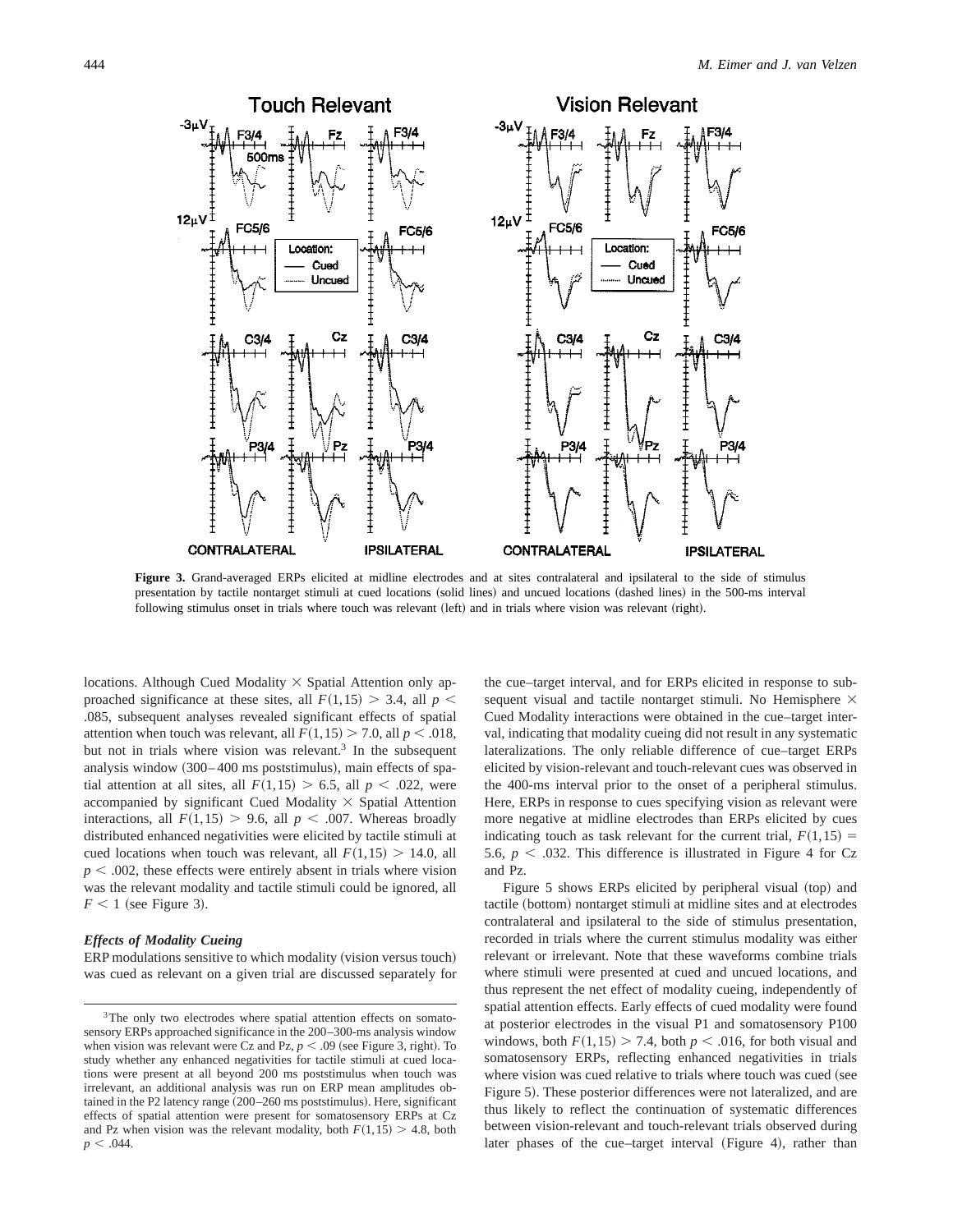**Figure 3.** Grand-averaged ERPs elicited at midline electrodes and at sites contralateral and ipsilateral to the side of stimulus presentation by tactile nontarget stimuli at cued locations (solid lines) and uncued locations (dashed lines) in the 500-ms interval following stimulus onset in trials where touch was relevant (left) and in trials where vision was relevant (right).

locations. Although Cued Modality × Spatial Attention only approached significance at these sites, all $F(1,15) > 3.4$, all $p < .085$, subsequent analyses revealed significant effects of spatial attention when touch was relevant, all $F(1,15) > 7.0$, all $p < .018$, but not in trials where vision was relevant.[3] In the subsequent analysis window (300–400 ms poststimulus), main effects of spatial attention at all sites, all $F(1,15) > 6.5$, all $p < .022$, were accompanied by significant Cued Modality × Spatial Attention interactions, all $F(1,15) > 9.6$, all $p < .007$. Whereas broadly distributed enhanced negativities were elicited by tactile stimuli at cued locations when touch was relevant, all $F(1,15) > 14.0$, all $p < .002$, these effects were entirely absent in trials where vision was the relevant modality and tactile stimuli could be ignored, all $F < 1$ (see Figure 3).

### *Effects of Modality Cueing*

ERP modulations sensitive to which modality (vision versus touch) was cued as relevant on a given trial are discussed separately for the cue–target interval, and for ERPs elicited in response to subsequent visual and tactile nontarget stimuli. No Hemisphere × Cued Modality interactions were obtained in the cue–target interval, indicating that modality cueing did not result in any systematic lateralizations. The only reliable difference of cue–target ERPs elicited by vision-relevant and touch-relevant cues was observed in the 400-ms interval prior to the onset of a peripheral stimulus. Here, ERPs in response to cues specifying vision as relevant were more negative at midline electrodes than ERPs elicited by cues indicating touch as task relevant for the current trial, $F(1,15) = 5.6$, $p < .032$. This difference is illustrated in Figure 4 for Cz and Pz.

Figure 5 shows ERPs elicited by peripheral visual (top) and tactile (bottom) nontarget stimuli at midline sites and at electrodes contralateral and ipsilateral to the side of stimulus presentation, recorded in trials where the current stimulus modality was either relevant or irrelevant. Note that these waveforms combine trials where stimuli were presented at cued and uncued locations, and thus represent the net effect of modality cueing, independently of spatial attention effects. Early effects of cued modality were found at posterior electrodes in the visual P1 and somatosensory P100 windows, both $F(1,15) > 7.4$, both $p < .016$, for both visual and somatosensory ERPs, reflecting enhanced negativities in trials where vision was cued relative to trials where touch was cued (see Figure 5). These posterior differences were not lateralized, and are thus likely to reflect the continuation of systematic differences between vision-relevant and touch-relevant trials observed during later phases of the cue–target interval (Figure 4), rather than

---

[3] The only two electrodes where spatial attention effects on somatosensory ERPs approached significance in the 200–300-ms analysis window when vision was relevant were Cz and Pz, $p < .09$ (see Figure 3, right). To study whether any enhanced negativities for tactile stimuli at cued locations were present at all beyond 200 ms poststimulus when touch was irrelevant, an additional analysis was run on ERP mean amplitudes obtained in the P2 latency range (200–260 ms poststimulus). Here, significant effects of spatial attention were present for somatosensory ERPs at Cz and Pz when vision was the relevant modality, both $F(1,15) > 4.8$, both $p < .044$.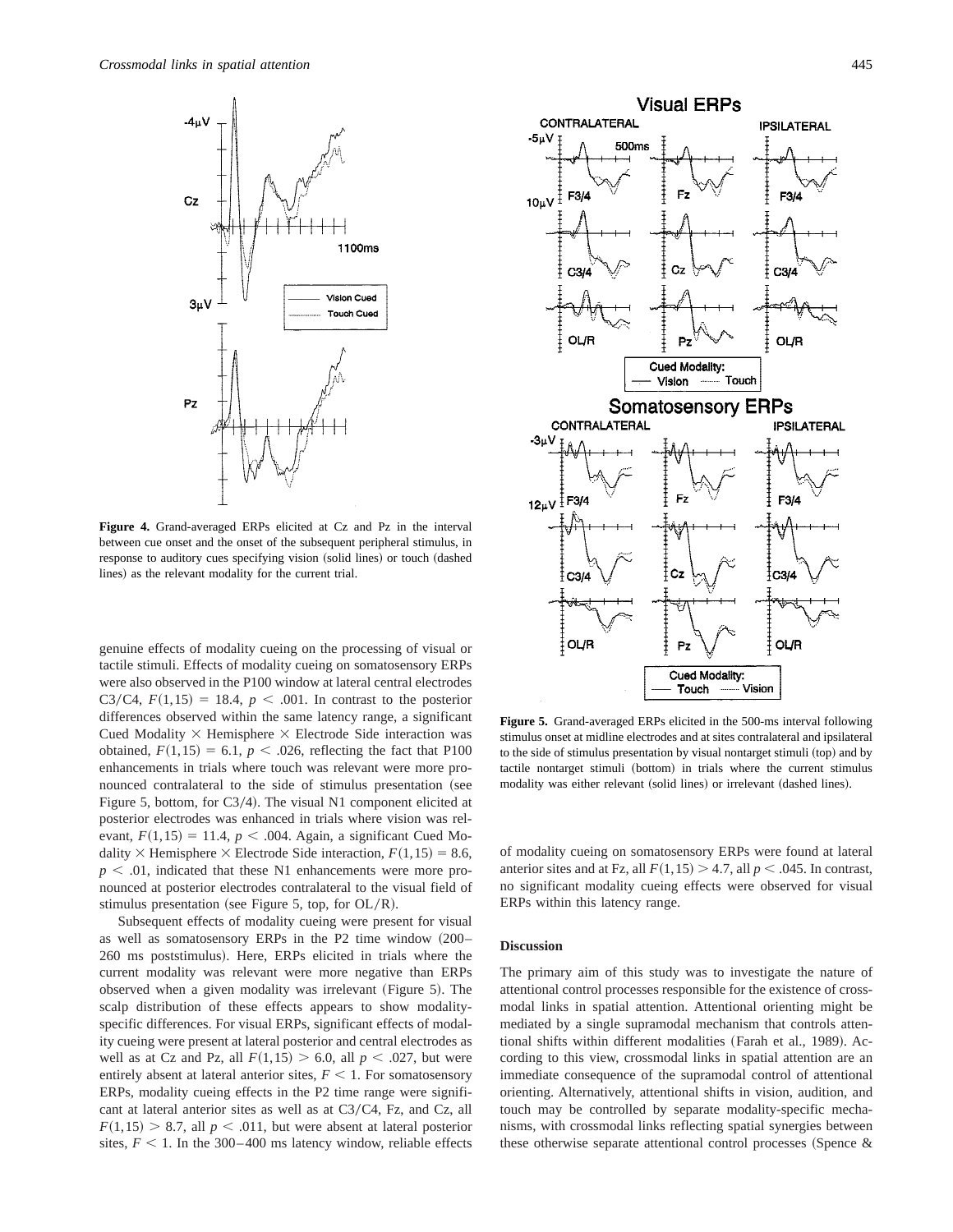**Figure 4.** Grand-averaged ERPs elicited at Cz and Pz in the interval between cue onset and the onset of the subsequent peripheral stimulus, in response to auditory cues specifying vision (solid lines) or touch (dashed lines) as the relevant modality for the current trial.

**Figure 5.** Grand-averaged ERPs elicited in the 500-ms interval following stimulus onset at midline electrodes and at sites contralateral and ipsilateral to the side of stimulus presentation by visual nontarget stimuli (top) and by tactile nontarget stimuli (bottom) in trials where the current stimulus modality was either relevant (solid lines) or irrelevant (dashed lines).

genuine effects of modality cueing on the processing of visual or tactile stimuli. Effects of modality cueing on somatosensory ERPs were also observed in the P100 window at lateral central electrodes C3/C4, $F(1,15) = 18.4$, $p < .001$. In contrast to the posterior differences observed within the same latency range, a significant Cued Modality × Hemisphere × Electrode Side interaction was obtained, $F(1,15) = 6.1$, $p < .026$, reflecting the fact that P100 enhancements in trials where touch was relevant were more pronounced contralateral to the side of stimulus presentation (see Figure 5, bottom, for C3/4). The visual N1 component elicited at posterior electrodes was enhanced in trials where vision was relevant, $F(1,15) = 11.4$, $p < .004$. Again, a significant Cued Modality × Hemisphere × Electrode Side interaction, $F(1,15) = 8.6$, $p < .01$, indicated that these N1 enhancements were more pronounced at posterior electrodes contralateral to the visual field of stimulus presentation (see Figure 5, top, for OL/R).

Subsequent effects of modality cueing were present for visual as well as somatosensory ERPs in the P2 time window (200–260 ms poststimulus). Here, ERPs elicited in trials where the current modality was relevant were more negative than ERPs observed when a given modality was irrelevant (Figure 5). The scalp distribution of these effects appears to show modality-specific differences. For visual ERPs, significant effects of modality cueing were present at lateral posterior and central electrodes as well as at Cz and Pz, all $F(1,15) > 6.0$, all $p < .027$, but were entirely absent at lateral anterior sites, $F < 1$. For somatosensory ERPs, modality cueing effects in the P2 time range were significant at lateral anterior sites as well as at C3/C4, Fz, and Cz, all $F(1,15) > 8.7$, all $p < .011$, but were absent at lateral posterior sites, $F < 1$. In the 300–400 ms latency window, reliable effects of modality cueing on somatosensory ERPs were found at lateral anterior sites and at Fz, all $F(1,15) > 4.7$, all $p < .045$. In contrast, no significant modality cueing effects were observed for visual ERPs within this latency range.

## Discussion

The primary aim of this study was to investigate the nature of attentional control processes responsible for the existence of crossmodal links in spatial attention. Attentional orienting might be mediated by a single supramodal mechanism that controls attentional shifts within different modalities (Farah et al., 1989). According to this view, crossmodal links in spatial attention are an immediate consequence of the supramodal control of attentional orienting. Alternatively, attentional shifts in vision, audition, and touch may be controlled by separate modality-specific mechanisms, with crossmodal links reflecting spatial synergies between these otherwise separate attentional control processes (Spence &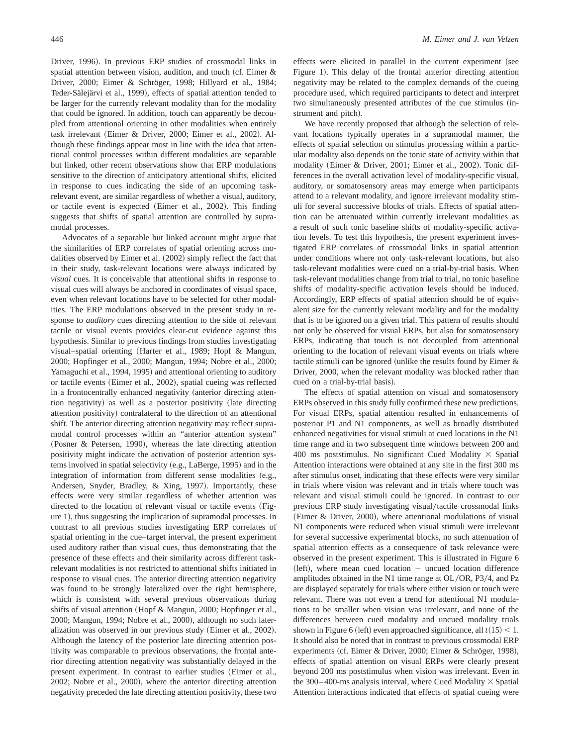Driver, 1996). In previous ERP studies of crossmodal links in spatial attention between vision, audition, and touch (cf. Eimer & Driver, 2000; Eimer & Schröger, 1998; Hillyard et al., 1984; Teder-Sälejärvi et al., 1999), effects of spatial attention tended to be larger for the currently relevant modality than for the modality that could be ignored. In addition, touch can apparently be decoupled from attentional orienting in other modalities when entirely task irrelevant (Eimer & Driver, 2000; Eimer et al., 2002). Although these findings appear most in line with the idea that attentional control processes within different modalities are separable but linked, other recent observations show that ERP modulations sensitive to the direction of anticipatory attentional shifts, elicited in response to cues indicating the side of an upcoming task-relevant event, are similar regardless of whether a visual, auditory, or tactile event is expected (Eimer et al., 2002). This finding suggests that shifts of spatial attention are controlled by supramodal processes.

Advocates of a separable but linked account might argue that the similarities of ERP correlates of spatial orienting across modalities observed by Eimer et al. (2002) simply reflect the fact that in their study, task-relevant locations were always indicated by *visual* cues. It is conceivable that attentional shifts in response to visual cues will always be anchored in coordinates of visual space, even when relevant locations have to be selected for other modalities. The ERP modulations observed in the present study in response to *auditory* cues directing attention to the side of relevant tactile or visual events provides clear-cut evidence against this hypothesis. Similar to previous findings from studies investigating visual–spatial orienting (Harter et al., 1989; Hopf & Mangun, 2000; Hopfinger et al., 2000; Mangun, 1994; Nobre et al., 2000; Yamaguchi et al., 1994, 1995) and attentional orienting to auditory or tactile events (Eimer et al., 2002), spatial cueing was reflected in a frontocentrally enhanced negativity (anterior directing attention negativity) as well as a posterior positivity (late directing attention positivity) contralateral to the direction of an attentional shift. The anterior directing attention negativity may reflect supramodal control processes within an "anterior attention system" (Posner & Petersen, 1990), whereas the late directing attention positivity might indicate the activation of posterior attention systems involved in spatial selectivity (e.g., LaBerge, 1995) and in the integration of information from different sense modalities (e.g., Andersen, Snyder, Bradley, & Xing, 1997). Importantly, these effects were very similar regardless of whether attention was directed to the location of relevant visual or tactile events (Figure 1), thus suggesting the implication of supramodal processes. In contrast to all previous studies investigating ERP correlates of spatial orienting in the cue–target interval, the present experiment used auditory rather than visual cues, thus demonstrating that the presence of these effects and their similarity across different task-relevant modalities is not restricted to attentional shifts initiated in response to visual cues. The anterior directing attention negativity was found to be strongly lateralized over the right hemisphere, which is consistent with several previous observations during shifts of visual attention (Hopf & Mangun, 2000; Hopfinger et al., 2000; Mangun, 1994; Nobre et al., 2000), although no such lateralization was observed in our previous study (Eimer et al., 2002). Although the latency of the posterior late directing attention positivity was comparable to previous observations, the frontal anterior directing attention negativity was substantially delayed in the present experiment. In contrast to earlier studies (Eimer et al., 2002; Nobre et al., 2000), where the anterior directing attention negativity preceded the late directing attention positivity, these two effects were elicited in parallel in the current experiment (see Figure 1). This delay of the frontal anterior directing attention negativity may be related to the complex demands of the cueing procedure used, which required participants to detect and interpret two simultaneously presented attributes of the cue stimulus (instrument and pitch).

We have recently proposed that although the selection of relevant locations typically operates in a supramodal manner, the effects of spatial selection on stimulus processing within a particular modality also depends on the tonic state of activity within that modality (Eimer & Driver, 2001; Eimer et al., 2002). Tonic differences in the overall activation level of modality-specific visual, auditory, or somatosensory areas may emerge when participants attend to a relevant modality, and ignore irrelevant modality stimuli for several successive blocks of trials. Effects of spatial attention can be attenuated within currently irrelevant modalities as a result of such tonic baseline shifts of modality-specific activation levels. To test this hypothesis, the present experiment investigated ERP correlates of crossmodal links in spatial attention under conditions where not only task-relevant locations, but also task-relevant modalities were cued on a trial-by-trial basis. When task-relevant modalities change from trial to trial, no tonic baseline shifts of modality-specific activation levels should be induced. Accordingly, ERP effects of spatial attention should be of equivalent size for the currently relevant modality and for the modality that is to be ignored on a given trial. This pattern of results should not only be observed for visual ERPs, but also for somatosensory ERPs, indicating that touch is not decoupled from attentional orienting to the location of relevant visual events on trials where tactile stimuli can be ignored (unlike the results found by Eimer & Driver, 2000, when the relevant modality was blocked rather than cued on a trial-by-trial basis).

The effects of spatial attention on visual and somatosensory ERPs observed in this study fully confirmed these new predictions. For visual ERPs, spatial attention resulted in enhancements of posterior P1 and N1 components, as well as broadly distributed enhanced negativities for visual stimuli at cued locations in the N1 time range and in two subsequent time windows between 200 and 400 ms poststimulus. No significant Cued Modality $\times$ Spatial Attention interactions were obtained at any site in the first 300 ms after stimulus onset, indicating that these effects were very similar in trials where vision was relevant and in trials where touch was relevant and visual stimuli could be ignored. In contrast to our previous ERP study investigating visual/tactile crossmodal links (Eimer & Driver, 2000), where attentional modulations of visual N1 components were reduced when visual stimuli were irrelevant for several successive experimental blocks, no such attenuation of spatial attention effects as a consequence of task relevance were observed in the present experiment. This is illustrated in Figure 6 (left), where mean cued location $-$ uncued location difference amplitudes obtained in the N1 time range at OL/OR, P3/4, and Pz are displayed separately for trials where either vision or touch were relevant. There was not even a trend for attentional N1 modulations to be smaller when vision was irrelevant, and none of the differences between cued modality and uncued modality trials shown in Figure 6 (left) even approached significance, all $t(15) < 1$. It should also be noted that in contrast to previous crossmodal ERP experiments (cf. Eimer & Driver, 2000; Eimer & Schröger, 1998), effects of spatial attention on visual ERPs were clearly present beyond 200 ms poststimulus when vision was irrelevant. Even in the 300–400-ms analysis interval, where Cued Modality $\times$ Spatial Attention interactions indicated that effects of spatial cueing were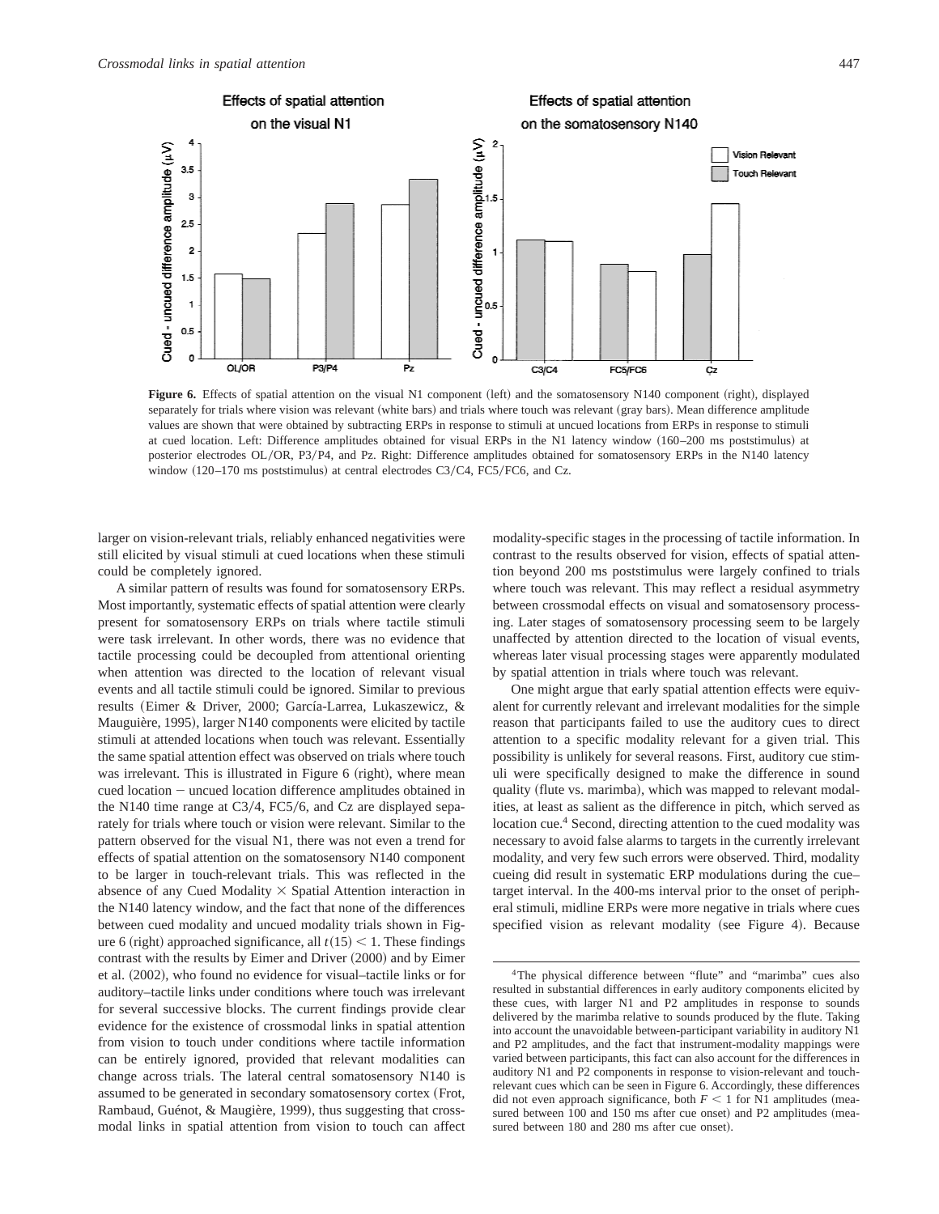**Figure 6.** Effects of spatial attention on the visual N1 component (left) and the somatosensory N140 component (right), displayed separately for trials where vision was relevant (white bars) and trials where touch was relevant (gray bars). Mean difference amplitude values are shown that were obtained by subtracting ERPs in response to stimuli at uncued locations from ERPs in response to stimuli at cued location. Left: Difference amplitudes obtained for visual ERPs in the N1 latency window (160–200 ms poststimulus) at posterior electrodes OL/OR, P3/P4, and Pz. Right: Difference amplitudes obtained for somatosensory ERPs in the N140 latency window (120–170 ms poststimulus) at central electrodes C3/C4, FC5/FC6, and Cz.

larger on vision-relevant trials, reliably enhanced negativities were still elicited by visual stimuli at cued locations when these stimuli could be completely ignored.

A similar pattern of results was found for somatosensory ERPs. Most importantly, systematic effects of spatial attention were clearly present for somatosensory ERPs on trials where tactile stimuli were task irrelevant. In other words, there was no evidence that tactile processing could be decoupled from attentional orienting when attention was directed to the location of relevant visual events and all tactile stimuli could be ignored. Similar to previous results (Eimer & Driver, 2000; García-Larrea, Lukaszewicz, & Mauguière, 1995), larger N140 components were elicited by tactile stimuli at attended locations when touch was relevant. Essentially the same spatial attention effect was observed on trials where touch was irrelevant. This is illustrated in Figure 6 (right), where mean cued location − uncued location difference amplitudes obtained in the N140 time range at C3/4, FC5/6, and Cz are displayed separately for trials where touch or vision were relevant. Similar to the pattern observed for the visual N1, there was not even a trend for effects of spatial attention on the somatosensory N140 component to be larger in touch-relevant trials. This was reflected in the absence of any Cued Modality × Spatial Attention interaction in the N140 latency window, and the fact that none of the differences between cued modality and uncued modality trials shown in Figure 6 (right) approached significance, all $t(15) < 1$. These findings contrast with the results by Eimer and Driver (2000) and by Eimer et al. (2002), who found no evidence for visual–tactile links or for auditory–tactile links under conditions where touch was irrelevant for several successive blocks. The current findings provide clear evidence for the existence of crossmodal links in spatial attention from vision to touch under conditions where tactile information can be entirely ignored, provided that relevant modalities can change across trials. The lateral central somatosensory N140 is assumed to be generated in secondary somatosensory cortex (Frot, Rambaud, Guénot, & Maugière, 1999), thus suggesting that crossmodal links in spatial attention from vision to touch can affect modality-specific stages in the processing of tactile information. In contrast to the results observed for vision, effects of spatial attention beyond 200 ms poststimulus were largely confined to trials where touch was relevant. This may reflect a residual asymmetry between crossmodal effects on visual and somatosensory processing. Later stages of somatosensory processing seem to be largely unaffected by attention directed to the location of visual events, whereas later visual processing stages were apparently modulated by spatial attention in trials where touch was relevant.

One might argue that early spatial attention effects were equivalent for currently relevant and irrelevant modalities for the simple reason that participants failed to use the auditory cues to direct attention to a specific modality relevant for a given trial. This possibility is unlikely for several reasons. First, auditory cue stimuli were specifically designed to make the difference in sound quality (flute vs. marimba), which was mapped to relevant modalities, at least as salient as the difference in pitch, which served as location cue.[4] Second, directing attention to the cued modality was necessary to avoid false alarms to targets in the currently irrelevant modality, and very few such errors were observed. Third, modality cueing did result in systematic ERP modulations during the cue–target interval. In the 400-ms interval prior to the onset of peripheral stimuli, midline ERPs were more negative in trials where cues specified vision as relevant modality (see Figure 4). Because

[4]The physical difference between "flute" and "marimba" cues also resulted in substantial differences in early auditory components elicited by these cues, with larger N1 and P2 amplitudes in response to sounds delivered by the marimba relative to sounds produced by the flute. Taking into account the unavoidable between-participant variability in auditory N1 and P2 amplitudes, and the fact that instrument-modality mappings were varied between participants, this fact can also account for the differences in auditory N1 and P2 components in response to vision-relevant and touch-relevant cues which can be seen in Figure 6. Accordingly, these differences did not even approach significance, both $F < 1$ for N1 amplitudes (measured between 100 and 150 ms after cue onset) and P2 amplitudes (measured between 180 and 280 ms after cue onset).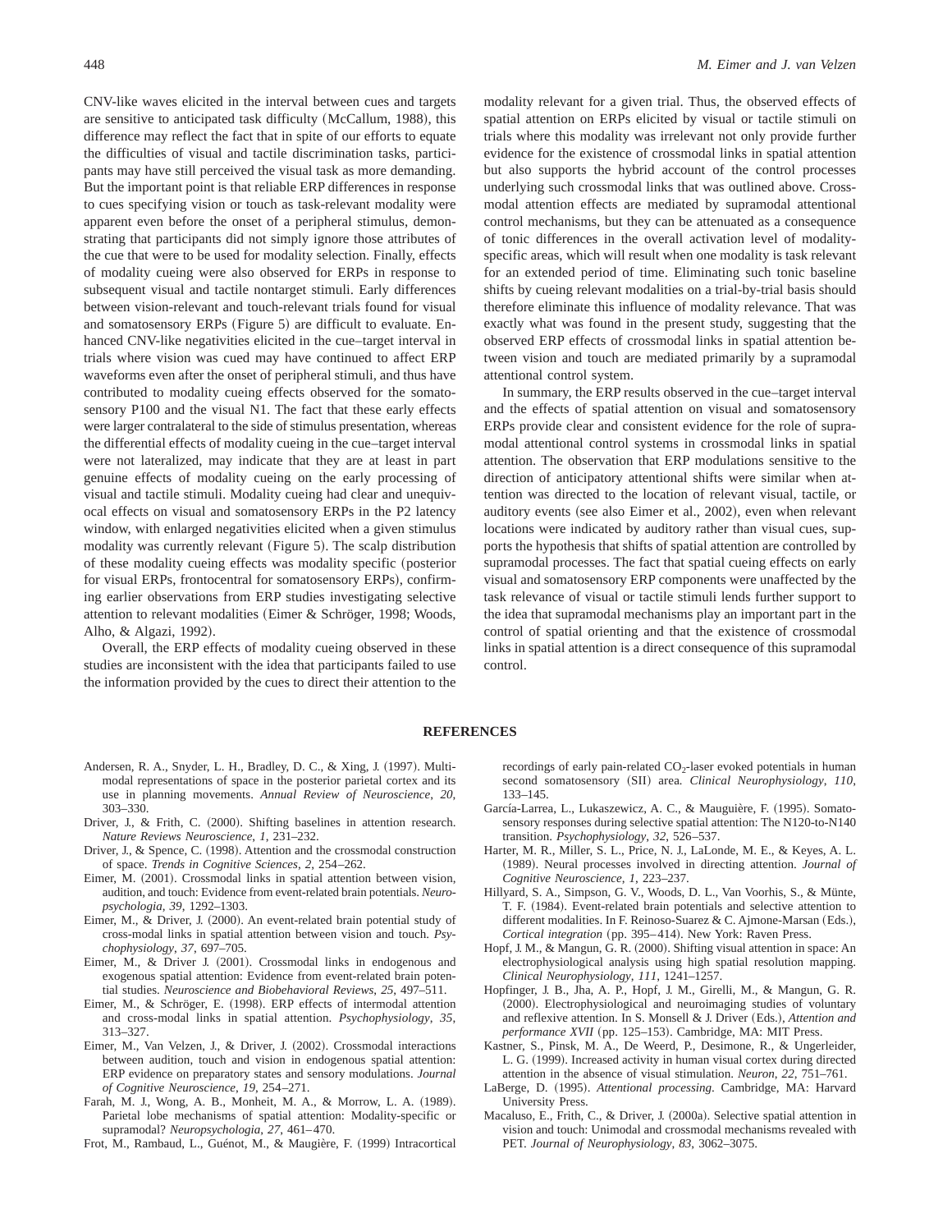CNV-like waves elicited in the interval between cues and targets are sensitive to anticipated task difficulty (McCallum, 1988), this difference may reflect the fact that in spite of our efforts to equate the difficulties of visual and tactile discrimination tasks, participants may have still perceived the visual task as more demanding. But the important point is that reliable ERP differences in response to cues specifying vision or touch as task-relevant modality were apparent even before the onset of a peripheral stimulus, demonstrating that participants did not simply ignore those attributes of the cue that were to be used for modality selection. Finally, effects of modality cueing were also observed for ERPs in response to subsequent visual and tactile nontarget stimuli. Early differences between vision-relevant and touch-relevant trials found for visual and somatosensory ERPs (Figure 5) are difficult to evaluate. Enhanced CNV-like negativities elicited in the cue–target interval in trials where vision was cued may have continued to affect ERP waveforms even after the onset of peripheral stimuli, and thus have contributed to modality cueing effects observed for the somatosensory P100 and the visual N1. The fact that these early effects were larger contralateral to the side of stimulus presentation, whereas the differential effects of modality cueing in the cue–target interval were not lateralized, may indicate that they are at least in part genuine effects of modality cueing on the early processing of visual and tactile stimuli. Modality cueing had clear and unequivocal effects on visual and somatosensory ERPs in the P2 latency window, with enlarged negativities elicited when a given stimulus modality was currently relevant (Figure 5). The scalp distribution of these modality cueing effects was modality specific (posterior for visual ERPs, frontocentral for somatosensory ERPs), confirming earlier observations from ERP studies investigating selective attention to relevant modalities (Eimer & Schröger, 1998; Woods, Alho, & Algazi, 1992).

Overall, the ERP effects of modality cueing observed in these studies are inconsistent with the idea that participants failed to use the information provided by the cues to direct their attention to the modality relevant for a given trial. Thus, the observed effects of spatial attention on ERPs elicited by visual or tactile stimuli on trials where this modality was irrelevant not only provide further evidence for the existence of crossmodal links in spatial attention but also supports the hybrid account of the control processes underlying such crossmodal links that was outlined above. Crossmodal attention effects are mediated by supramodal attentional control mechanisms, but they can be attenuated as a consequence of tonic differences in the overall activation level of modality-specific areas, which will result when one modality is task relevant for an extended period of time. Eliminating such tonic baseline shifts by cueing relevant modalities on a trial-by-trial basis should therefore eliminate this influence of modality relevance. That was exactly what was found in the present study, suggesting that the observed ERP effects of crossmodal links in spatial attention between vision and touch are mediated primarily by a supramodal attentional control system.

In summary, the ERP results observed in the cue–target interval and the effects of spatial attention on visual and somatosensory ERPs provide clear and consistent evidence for the role of supramodal attentional control systems in crossmodal links in spatial attention. The observation that ERP modulations sensitive to the direction of anticipatory attentional shifts were similar when attention was directed to the location of relevant visual, tactile, or auditory events (see also Eimer et al., 2002), even when relevant locations were indicated by auditory rather than visual cues, supports the hypothesis that shifts of spatial attention are controlled by supramodal processes. The fact that spatial cueing effects on early visual and somatosensory ERP components were unaffected by the task relevance of visual or tactile stimuli lends further support to the idea that supramodal mechanisms play an important part in the control of spatial orienting and that the existence of crossmodal links in spatial attention is a direct consequence of this supramodal control.

## REFERENCES

Andersen, R. A., Snyder, L. H., Bradley, D. C., & Xing, J. (1997). Multimodal representations of space in the posterior parietal cortex and its use in planning movements. *Annual Review of Neuroscience*, *20*, 303–330.

Driver, J., & Frith, C. (2000). Shifting baselines in attention research. *Nature Reviews Neuroscience*, *1*, 231–232.

Driver, J., & Spence, C. (1998). Attention and the crossmodal construction of space. *Trends in Cognitive Sciences*, *2*, 254–262.

Eimer, M. (2001). Crossmodal links in spatial attention between vision, audition, and touch: Evidence from event-related brain potentials. *Neuropsychologia*, *39*, 1292–1303.

Eimer, M., & Driver, J. (2000). An event-related brain potential study of cross-modal links in spatial attention between vision and touch. *Psychophysiology*, *37*, 697–705.

Eimer, M., & Driver J. (2001). Crossmodal links in endogenous and exogenous spatial attention: Evidence from event-related brain potential studies. *Neuroscience and Biobehavioral Reviews*, *25*, 497–511.

Eimer, M., & Schröger, E. (1998). ERP effects of intermodal attention and cross-modal links in spatial attention. *Psychophysiology*, *35*, 313–327.

Eimer, M., Van Velzen, J., & Driver, J. (2002). Crossmodal interactions between audition, touch and vision in endogenous spatial attention: ERP evidence on preparatory states and sensory modulations. *Journal of Cognitive Neuroscience*, *19*, 254–271.

Farah, M. J., Wong, A. B., Monheit, M. A., & Morrow, L. A. (1989). Parietal lobe mechanisms of spatial attention: Modality-specific or supramodal? *Neuropsychologia*, *27*, 461–470.

Frot, M., Rambaud, L., Guénot, M., & Maugière, F. (1999) Intracortical recordings of early pain-related $CO_2$-laser evoked potentials in human second somatosensory (SII) area. *Clinical Neurophysiology*, *110*, 133–145.

García-Larrea, L., Lukaszewicz, A. C., & Mauguière, F. (1995). Somatosensory responses during selective spatial attention: The N120-to-N140 transition. *Psychophysiology*, *32*, 526–537.

Harter, M. R., Miller, S. L., Price, N. J., LaLonde, M. E., & Keyes, A. L. (1989). Neural processes involved in directing attention. *Journal of Cognitive Neuroscience*, *1*, 223–237.

Hillyard, S. A., Simpson, G. V., Woods, D. L., Van Voorhis, S., & Münte, T. F. (1984). Event-related brain potentials and selective attention to different modalities. In F. Reinoso-Suarez & C. Ajmone-Marsan (Eds.), *Cortical integration* (pp. 395–414). New York: Raven Press.

Hopf, J. M., & Mangun, G. R. (2000). Shifting visual attention in space: An electrophysiological analysis using high spatial resolution mapping. *Clinical Neurophysiology*, *111*, 1241–1257.

Hopfinger, J. B., Jha, A. P., Hopf, J. M., Girelli, M., & Mangun, G. R. (2000). Electrophysiological and neuroimaging studies of voluntary and reflexive attention. In S. Monsell & J. Driver (Eds.), *Attention and performance XVII* (pp. 125–153). Cambridge, MA: MIT Press.

Kastner, S., Pinsk, M. A., De Weerd, P., Desimone, R., & Ungerleider, L. G. (1999). Increased activity in human visual cortex during directed attention in the absence of visual stimulation. *Neuron*, *22*, 751–761.

LaBerge, D. (1995). *Attentional processing*. Cambridge, MA: Harvard University Press.

Macaluso, E., Frith, C., & Driver, J. (2000a). Selective spatial attention in vision and touch: Unimodal and crossmodal mechanisms revealed with PET. *Journal of Neurophysiology*, *83*, 3062–3075.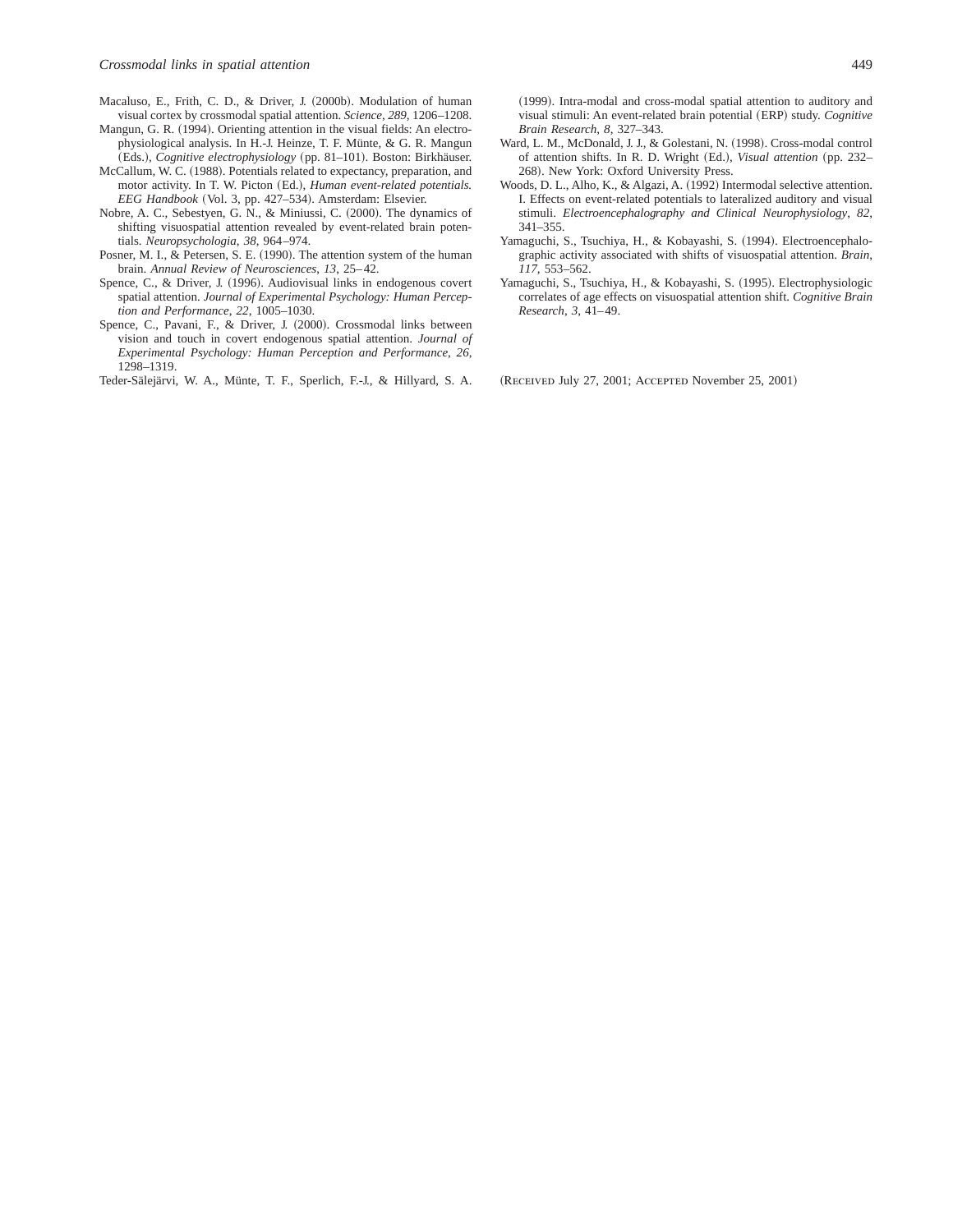Macaluso, E., Frith, C. D., & Driver, J. (2000b). Modulation of human visual cortex by crossmodal spatial attention. *Science*, *289*, 1206–1208.

Mangun, G. R. (1994). Orienting attention in the visual fields: An electrophysiological analysis. In H.-J. Heinze, T. F. Münte, & G. R. Mangun (Eds.), *Cognitive electrophysiology* (pp. 81–101). Boston: Birkhäuser.

McCallum, W. C. (1988). Potentials related to expectancy, preparation, and motor activity. In T. W. Picton (Ed.), *Human event-related potentials. EEG Handbook* (Vol. 3, pp. 427–534). Amsterdam: Elsevier.

Nobre, A. C., Sebestyen, G. N., & Miniussi, C. (2000). The dynamics of shifting visuospatial attention revealed by event-related brain potentials. *Neuropsychologia*, *38*, 964–974.

Posner, M. I., & Petersen, S. E. (1990). The attention system of the human brain. *Annual Review of Neurosciences*, *13*, 25–42.

Spence, C., & Driver, J. (1996). Audiovisual links in endogenous covert spatial attention. *Journal of Experimental Psychology: Human Perception and Performance*, *22*, 1005–1030.

Spence, C., Pavani, F., & Driver, J. (2000). Crossmodal links between vision and touch in covert endogenous spatial attention. *Journal of Experimental Psychology: Human Perception and Performance*, *26*, 1298–1319.

Teder-Sälejärvi, W. A., Münte, T. F., Sperlich, F.-J., & Hillyard, S. A. (1999). Intra-modal and cross-modal spatial attention to auditory and visual stimuli: An event-related brain potential (ERP) study. *Cognitive Brain Research*, *8*, 327–343.

Ward, L. M., McDonald, J. J., & Golestani, N. (1998). Cross-modal control of attention shifts. In R. D. Wright (Ed.), *Visual attention* (pp. 232–268). New York: Oxford University Press.

Woods, D. L., Alho, K., & Algazi, A. (1992) Intermodal selective attention. I. Effects on event-related potentials to lateralized auditory and visual stimuli. *Electroencephalography and Clinical Neurophysiology*, *82*, 341–355.

Yamaguchi, S., Tsuchiya, H., & Kobayashi, S. (1994). Electroencephalographic activity associated with shifts of visuospatial attention. *Brain*, *117*, 553–562.

Yamaguchi, S., Tsuchiya, H., & Kobayashi, S. (1995). Electrophysiologic correlates of age effects on visuospatial attention shift. *Cognitive Brain Research*, *3*, 41–49.

(Received July 27, 2001; Accepted November 25, 2001)